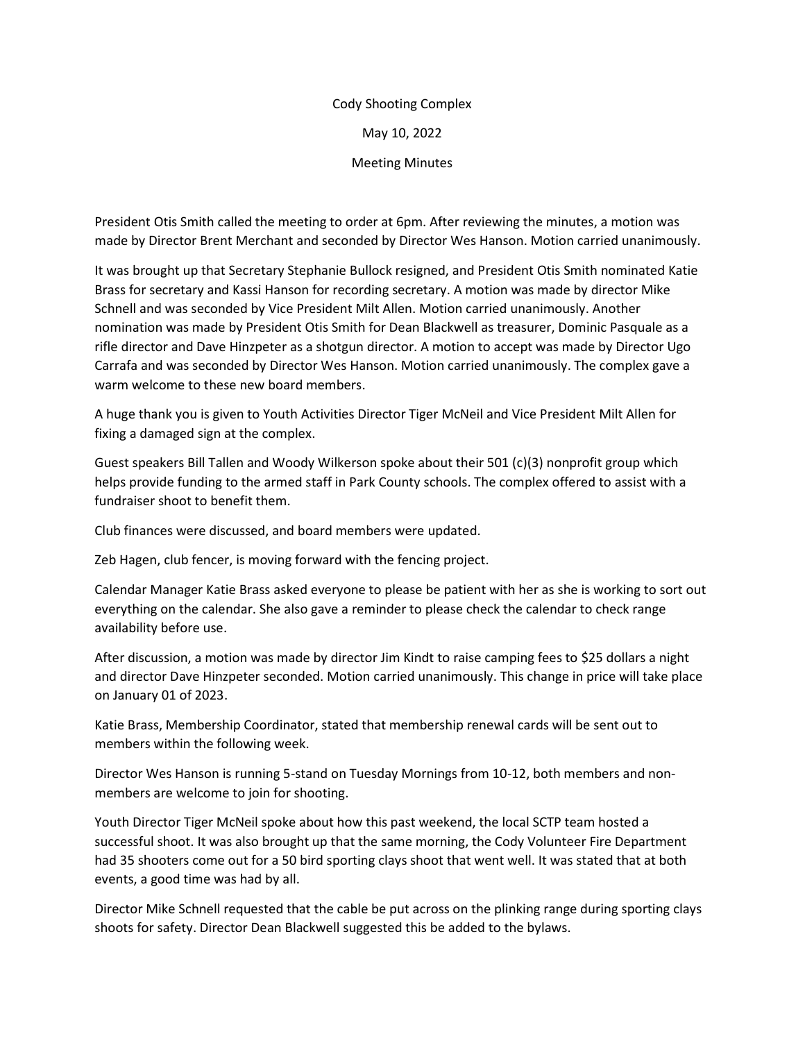Cody Shooting Complex

May 10, 2022

Meeting Minutes

President Otis Smith called the meeting to order at 6pm. After reviewing the minutes, a motion was made by Director Brent Merchant and seconded by Director Wes Hanson. Motion carried unanimously.

It was brought up that Secretary Stephanie Bullock resigned, and President Otis Smith nominated Katie Brass for secretary and Kassi Hanson for recording secretary. A motion was made by director Mike Schnell and was seconded by Vice President Milt Allen. Motion carried unanimously. Another nomination was made by President Otis Smith for Dean Blackwell as treasurer, Dominic Pasquale as a rifle director and Dave Hinzpeter as a shotgun director. A motion to accept was made by Director Ugo Carrafa and was seconded by Director Wes Hanson. Motion carried unanimously. The complex gave a warm welcome to these new board members.

A huge thank you is given to Youth Activities Director Tiger McNeil and Vice President Milt Allen for fixing a damaged sign at the complex.

Guest speakers Bill Tallen and Woody Wilkerson spoke about their 501 (c)(3) nonprofit group which helps provide funding to the armed staff in Park County schools. The complex offered to assist with a fundraiser shoot to benefit them.

Club finances were discussed, and board members were updated.

Zeb Hagen, club fencer, is moving forward with the fencing project.

Calendar Manager Katie Brass asked everyone to please be patient with her as she is working to sort out everything on the calendar. She also gave a reminder to please check the calendar to check range availability before use.

After discussion, a motion was made by director Jim Kindt to raise camping fees to $25 dollars a night and director Dave Hinzpeter seconded. Motion carried unanimously. This change in price will take place on January 01 of 2023.

Katie Brass, Membership Coordinator, stated that membership renewal cards will be sent out to members within the following week.

Director Wes Hanson is running 5-stand on Tuesday Mornings from 10-12, both members and non-members are welcome to join for shooting.

Youth Director Tiger McNeil spoke about how this past weekend, the local SCTP team hosted a successful shoot. It was also brought up that the same morning, the Cody Volunteer Fire Department had 35 shooters come out for a 50 bird sporting clays shoot that went well. It was stated that at both events, a good time was had by all.

Director Mike Schnell requested that the cable be put across on the plinking range during sporting clays shoots for safety. Director Dean Blackwell suggested this be added to the bylaws.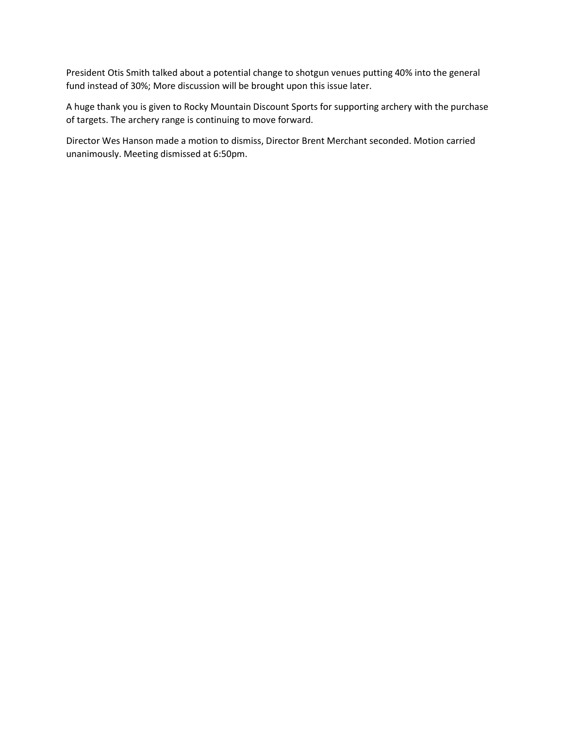President Otis Smith talked about a potential change to shotgun venues putting 40% into the general fund instead of 30%; More discussion will be brought upon this issue later.

A huge thank you is given to Rocky Mountain Discount Sports for supporting archery with the purchase of targets. The archery range is continuing to move forward.

Director Wes Hanson made a motion to dismiss, Director Brent Merchant seconded. Motion carried unanimously. Meeting dismissed at 6:50pm.